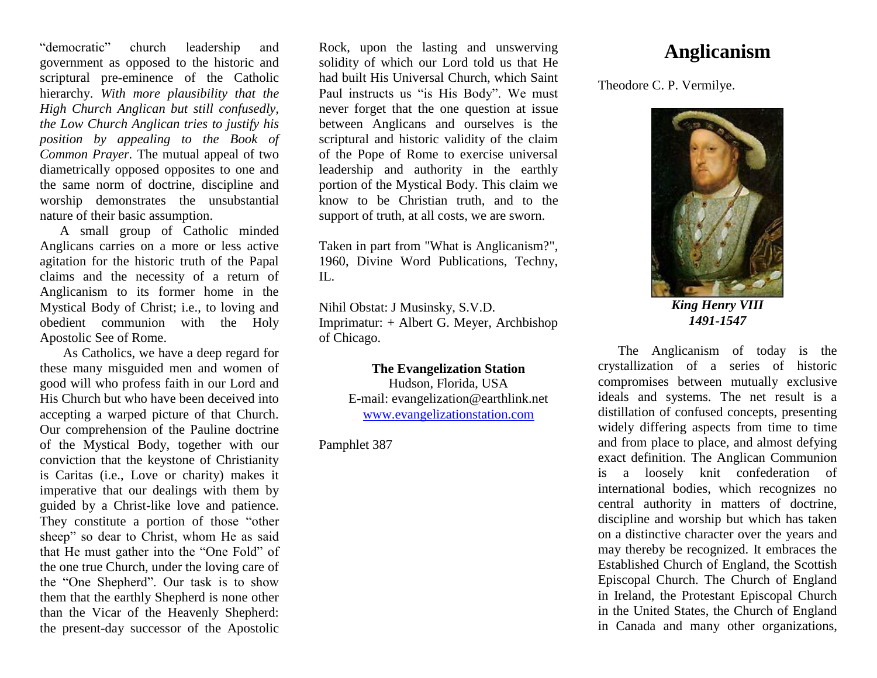# Anglicanism

Theodore C. P. Vermilye.

*King Henry VIII*
*1491-1547*

The Anglicanism of today is the crystallization of a series of historic compromises between mutually exclusive ideals and systems. The net result is a distillation of confused concepts, presenting widely differing aspects from time to time and from place to place, and almost defying exact definition. The Anglican Communion is a loosely knit confederation of international bodies, which recognizes no central authority in matters of doctrine, discipline and worship but which has taken on a distinctive character over the years and may thereby be recognized. It embraces the Established Church of England, the Scottish Episcopal Church. The Church of England in Ireland, the Protestant Episcopal Church in the United States, the Church of England in Canada and many other organizations,

"democratic" church leadership and government as opposed to the historic and scriptural pre-eminence of the Catholic hierarchy. *With more plausibility that the High Church Anglican but still confusedly, the Low Church Anglican tries to justify his position by appealing to the Book of Common Prayer.* The mutual appeal of two diametrically opposed opposites to one and the same norm of doctrine, discipline and worship demonstrates the unsubstantial nature of their basic assumption.

A small group of Catholic minded Anglicans carries on a more or less active agitation for the historic truth of the Papal claims and the necessity of a return of Anglicanism to its former home in the Mystical Body of Christ; i.e., to loving and obedient communion with the Holy Apostolic See of Rome.

As Catholics, we have a deep regard for these many misguided men and women of good will who profess faith in our Lord and His Church but who have been deceived into accepting a warped picture of that Church. Our comprehension of the Pauline doctrine of the Mystical Body, together with our conviction that the keystone of Christianity is Caritas (i.e., Love or charity) makes it imperative that our dealings with them by guided by a Christ-like love and patience. They constitute a portion of those "other sheep" so dear to Christ, whom He as said that He must gather into the "One Fold" of the one true Church, under the loving care of the "One Shepherd". Our task is to show them that the earthly Shepherd is none other than the Vicar of the Heavenly Shepherd: the present-day successor of the Apostolic Rock, upon the lasting and unswerving solidity of which our Lord told us that He had built His Universal Church, which Saint Paul instructs us "is His Body". We must never forget that the one question at issue between Anglicans and ourselves is the scriptural and historic validity of the claim of the Pope of Rome to exercise universal leadership and authority in the earthly portion of the Mystical Body. This claim we know to be Christian truth, and to the support of truth, at all costs, we are sworn.

Taken in part from "What is Anglicanism?", 1960, Divine Word Publications, Techny, IL.

Nihil Obstat: J Musinsky, S.V.D.
Imprimatur: + Albert G. Meyer, Archbishop of Chicago.

**The Evangelization Station**
Hudson, Florida, USA
E-mail: evangelization@earthlink.net
www.evangelizationstation.com

Pamphlet 387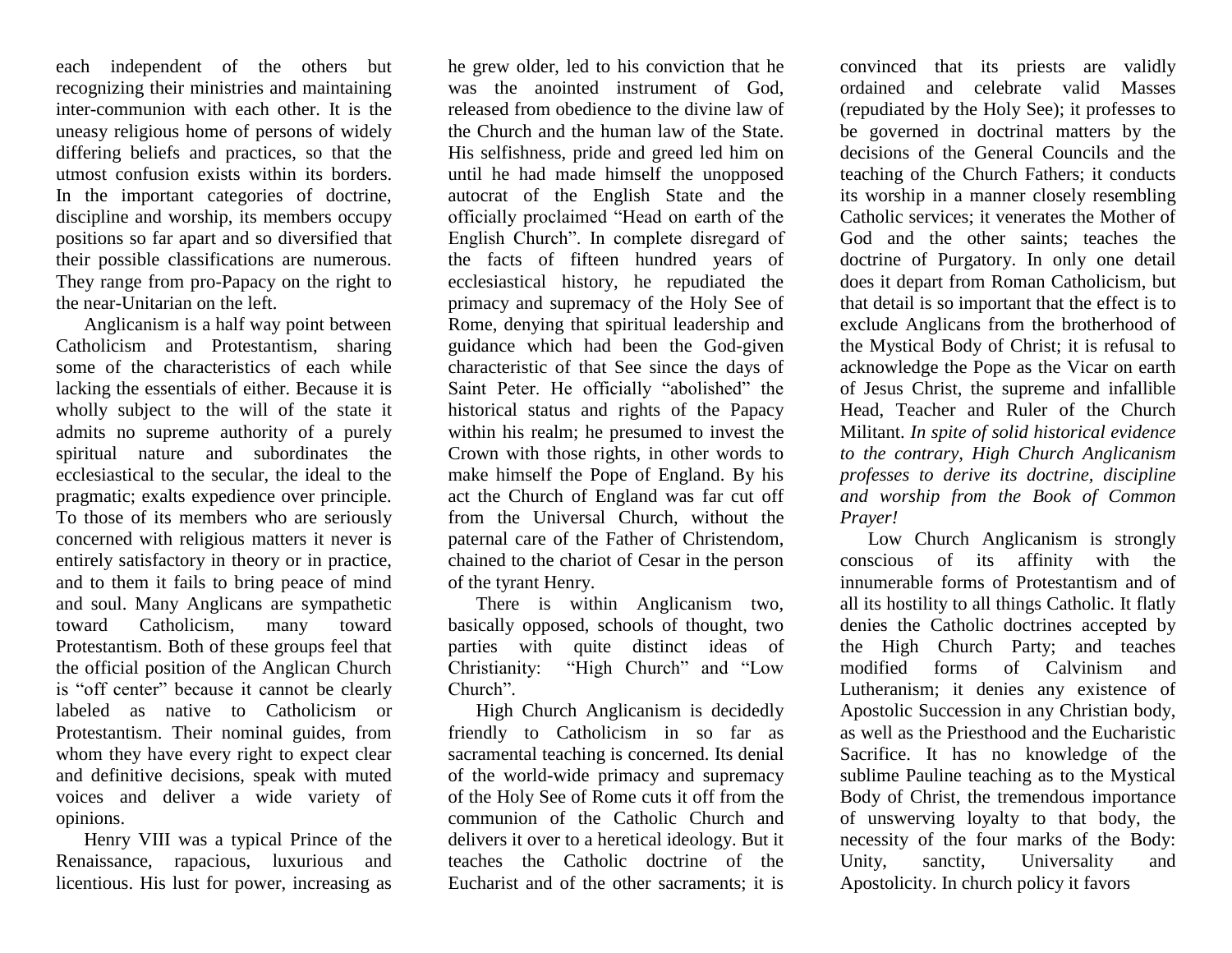each independent of the others but recognizing their ministries and maintaining inter-communion with each other. It is the uneasy religious home of persons of widely differing beliefs and practices, so that the utmost confusion exists within its borders. In the important categories of doctrine, discipline and worship, its members occupy positions so far apart and so diversified that their possible classifications are numerous. They range from pro-Papacy on the right to the near-Unitarian on the left.

Anglicanism is a half way point between Catholicism and Protestantism, sharing some of the characteristics of each while lacking the essentials of either. Because it is wholly subject to the will of the state it admits no supreme authority of a purely spiritual nature and subordinates the ecclesiastical to the secular, the ideal to the pragmatic; exalts expedience over principle. To those of its members who are seriously concerned with religious matters it never is entirely satisfactory in theory or in practice, and to them it fails to bring peace of mind and soul. Many Anglicans are sympathetic toward Catholicism, many toward Protestantism. Both of these groups feel that the official position of the Anglican Church is "off center" because it cannot be clearly labeled as native to Catholicism or Protestantism. Their nominal guides, from whom they have every right to expect clear and definitive decisions, speak with muted voices and deliver a wide variety of opinions.

Henry VIII was a typical Prince of the Renaissance, rapacious, luxurious and licentious. His lust for power, increasing as he grew older, led to his conviction that he was the anointed instrument of God, released from obedience to the divine law of the Church and the human law of the State. His selfishness, pride and greed led him on until he had made himself the unopposed autocrat of the English State and the officially proclaimed "Head on earth of the English Church". In complete disregard of the facts of fifteen hundred years of ecclesiastical history, he repudiated the primacy and supremacy of the Holy See of Rome, denying that spiritual leadership and guidance which had been the God-given characteristic of that See since the days of Saint Peter. He officially "abolished" the historical status and rights of the Papacy within his realm; he presumed to invest the Crown with those rights, in other words to make himself the Pope of England. By his act the Church of England was far cut off from the Universal Church, without the paternal care of the Father of Christendom, chained to the chariot of Cesar in the person of the tyrant Henry.

There is within Anglicanism two, basically opposed, schools of thought, two parties with quite distinct ideas of Christianity: "High Church" and "Low Church".

High Church Anglicanism is decidedly friendly to Catholicism in so far as sacramental teaching is concerned. Its denial of the world-wide primacy and supremacy of the Holy See of Rome cuts it off from the communion of the Catholic Church and delivers it over to a heretical ideology. But it teaches the Catholic doctrine of the Eucharist and of the other sacraments; it is convinced that its priests are validly ordained and celebrate valid Masses (repudiated by the Holy See); it professes to be governed in doctrinal matters by the decisions of the General Councils and the teaching of the Church Fathers; it conducts its worship in a manner closely resembling Catholic services; it venerates the Mother of God and the other saints; teaches the doctrine of Purgatory. In only one detail does it depart from Roman Catholicism, but that detail is so important that the effect is to exclude Anglicans from the brotherhood of the Mystical Body of Christ; it is refusal to acknowledge the Pope as the Vicar on earth of Jesus Christ, the supreme and infallible Head, Teacher and Ruler of the Church Militant. *In spite of solid historical evidence to the contrary, High Church Anglicanism professes to derive its doctrine, discipline and worship from the Book of Common Prayer!*

Low Church Anglicanism is strongly conscious of its affinity with the innumerable forms of Protestantism and of all its hostility to all things Catholic. It flatly denies the Catholic doctrines accepted by the High Church Party; and teaches modified forms of Calvinism and Lutheranism; it denies any existence of Apostolic Succession in any Christian body, as well as the Priesthood and the Eucharistic Sacrifice. It has no knowledge of the sublime Pauline teaching as to the Mystical Body of Christ, the tremendous importance of unswerving loyalty to that body, the necessity of the four marks of the Body: Unity, sanctity, Universality and Apostolicity. In church policy it favors